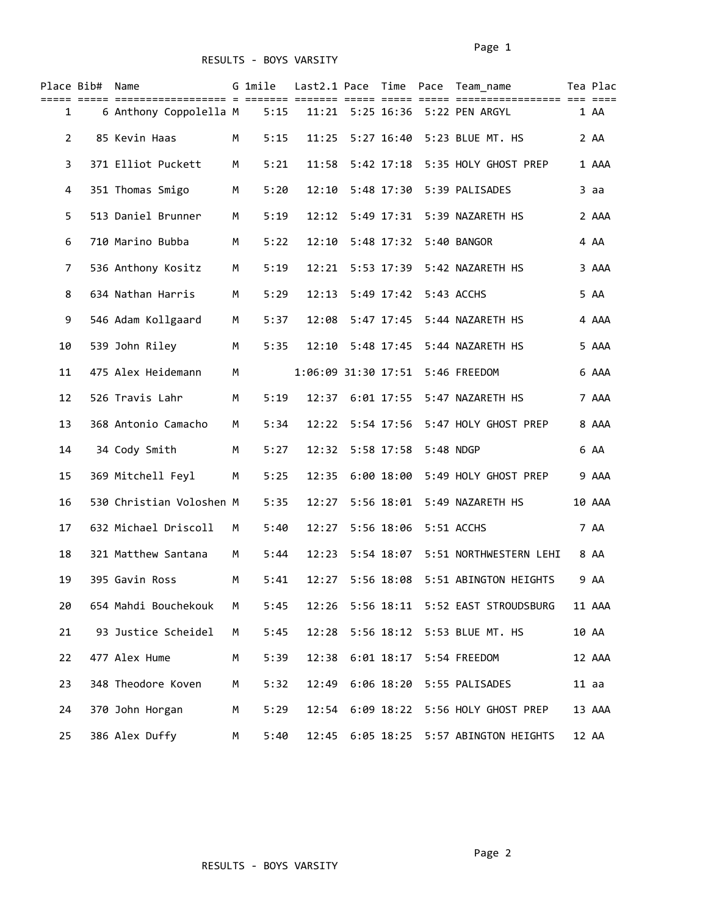RESULTS - BOYS VARSITY

| Place | Bib# | Name | G | 1mile | Last2.1 | Pace | Time | Pace | Team_name | Tea | Plac |
|---|---|---|---|---|---|---|---|---|---|---|---|
| 1 | 6 | Anthony Coppolella | M | 5:15 | 11:21 | 5:25 | 16:36 | 5:22 | PEN ARGYL | 1 | AA |
| 2 | 85 | Kevin Haas | M | 5:15 | 11:25 | 5:27 | 16:40 | 5:23 | BLUE MT. HS | 2 | AA |
| 3 | 371 | Elliot Puckett | M | 5:21 | 11:58 | 5:42 | 17:18 | 5:35 | HOLY GHOST PREP | 1 | AAA |
| 4 | 351 | Thomas Smigo | M | 5:20 | 12:10 | 5:48 | 17:30 | 5:39 | PALISADES | 3 | aa |
| 5 | 513 | Daniel Brunner | M | 5:19 | 12:12 | 5:49 | 17:31 | 5:39 | NAZARETH HS | 2 | AAA |
| 6 | 710 | Marino Bubba | M | 5:22 | 12:10 | 5:48 | 17:32 | 5:40 | BANGOR | 4 | AA |
| 7 | 536 | Anthony Kositz | M | 5:19 | 12:21 | 5:53 | 17:39 | 5:42 | NAZARETH HS | 3 | AAA |
| 8 | 634 | Nathan Harris | M | 5:29 | 12:13 | 5:49 | 17:42 | 5:43 | ACCHS | 5 | AA |
| 9 | 546 | Adam Kollgaard | M | 5:37 | 12:08 | 5:47 | 17:45 | 5:44 | NAZARETH HS | 4 | AAA |
| 10 | 539 | John Riley | M | 5:35 | 12:10 | 5:48 | 17:45 | 5:44 | NAZARETH HS | 5 | AAA |
| 11 | 475 | Alex Heidemann | M | | 1:06:09 | 31:30 | 17:51 | 5:46 | FREEDOM | 6 | AAA |
| 12 | 526 | Travis Lahr | M | 5:19 | 12:37 | 6:01 | 17:55 | 5:47 | NAZARETH HS | 7 | AAA |
| 13 | 368 | Antonio Camacho | M | 5:34 | 12:22 | 5:54 | 17:56 | 5:47 | HOLY GHOST PREP | 8 | AAA |
| 14 | 34 | Cody Smith | M | 5:27 | 12:32 | 5:58 | 17:58 | 5:48 | NDGP | 6 | AA |
| 15 | 369 | Mitchell Feyl | M | 5:25 | 12:35 | 6:00 | 18:00 | 5:49 | HOLY GHOST PREP | 9 | AAA |
| 16 | 530 | Christian Voloshen | M | 5:35 | 12:27 | 5:56 | 18:01 | 5:49 | NAZARETH HS | 10 | AAA |
| 17 | 632 | Michael Driscoll | M | 5:40 | 12:27 | 5:56 | 18:06 | 5:51 | ACCHS | 7 | AA |
| 18 | 321 | Matthew Santana | M | 5:44 | 12:23 | 5:54 | 18:07 | 5:51 | NORTHWESTERN LEHI | 8 | AA |
| 19 | 395 | Gavin Ross | M | 5:41 | 12:27 | 5:56 | 18:08 | 5:51 | ABINGTON HEIGHTS | 9 | AA |
| 20 | 654 | Mahdi Bouchekouk | M | 5:45 | 12:26 | 5:56 | 18:11 | 5:52 | EAST STROUDSBURG | 11 | AAA |
| 21 | 93 | Justice Scheidel | M | 5:45 | 12:28 | 5:56 | 18:12 | 5:53 | BLUE MT. HS | 10 | AA |
| 22 | 477 | Alex Hume | M | 5:39 | 12:38 | 6:01 | 18:17 | 5:54 | FREEDOM | 12 | AAA |
| 23 | 348 | Theodore Koven | M | 5:32 | 12:49 | 6:06 | 18:20 | 5:55 | PALISADES | 11 | aa |
| 24 | 370 | John Horgan | M | 5:29 | 12:54 | 6:09 | 18:22 | 5:56 | HOLY GHOST PREP | 13 | AAA |
| 25 | 386 | Alex Duffy | M | 5:40 | 12:45 | 6:05 | 18:25 | 5:57 | ABINGTON HEIGHTS | 12 | AA |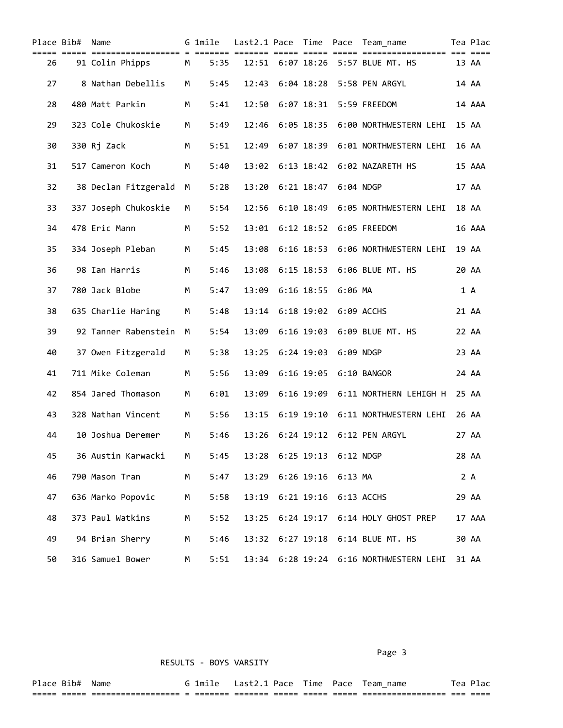| Place | Bib# | Name | G | 1mile | Last2.1 | Pace | Time | Pace | Team_name | Tea | Plac |
|---|---|---|---|---|---|---|---|---|---|---|---|
| 26 | 91 | Colin Phipps | M | 5:35 | 12:51 | 6:07 | 18:26 | 5:57 | BLUE MT. HS | 13 | AA |
| 27 | 8 | Nathan Debellis | M | 5:45 | 12:43 | 6:04 | 18:28 | 5:58 | PEN ARGYL | 14 | AA |
| 28 | 480 | Matt Parkin | M | 5:41 | 12:50 | 6:07 | 18:31 | 5:59 | FREEDOM | 14 | AAA |
| 29 | 323 | Cole Chukoskie | M | 5:49 | 12:46 | 6:05 | 18:35 | 6:00 | NORTHWESTERN LEHI | 15 | AA |
| 30 | 330 | Rj Zack | M | 5:51 | 12:49 | 6:07 | 18:39 | 6:01 | NORTHWESTERN LEHI | 16 | AA |
| 31 | 517 | Cameron Koch | M | 5:40 | 13:02 | 6:13 | 18:42 | 6:02 | NAZARETH HS | 15 | AAA |
| 32 | 38 | Declan Fitzgerald | M | 5:28 | 13:20 | 6:21 | 18:47 | 6:04 | NDGP | 17 | AA |
| 33 | 337 | Joseph Chukoskie | M | 5:54 | 12:56 | 6:10 | 18:49 | 6:05 | NORTHWESTERN LEHI | 18 | AA |
| 34 | 478 | Eric Mann | M | 5:52 | 13:01 | 6:12 | 18:52 | 6:05 | FREEDOM | 16 | AAA |
| 35 | 334 | Joseph Pleban | M | 5:45 | 13:08 | 6:16 | 18:53 | 6:06 | NORTHWESTERN LEHI | 19 | AA |
| 36 | 98 | Ian Harris | M | 5:46 | 13:08 | 6:15 | 18:53 | 6:06 | BLUE MT. HS | 20 | AA |
| 37 | 780 | Jack Blobe | M | 5:47 | 13:09 | 6:16 | 18:55 | 6:06 | MA | 1 | A |
| 38 | 635 | Charlie Haring | M | 5:48 | 13:14 | 6:18 | 19:02 | 6:09 | ACCHS | 21 | AA |
| 39 | 92 | Tanner Rabenstein | M | 5:54 | 13:09 | 6:16 | 19:03 | 6:09 | BLUE MT. HS | 22 | AA |
| 40 | 37 | Owen Fitzgerald | M | 5:38 | 13:25 | 6:24 | 19:03 | 6:09 | NDGP | 23 | AA |
| 41 | 711 | Mike Coleman | M | 5:56 | 13:09 | 6:16 | 19:05 | 6:10 | BANGOR | 24 | AA |
| 42 | 854 | Jared Thomason | M | 6:01 | 13:09 | 6:16 | 19:09 | 6:11 | NORTHERN LEHIGH H | 25 | AA |
| 43 | 328 | Nathan Vincent | M | 5:56 | 13:15 | 6:19 | 19:10 | 6:11 | NORTHWESTERN LEHI | 26 | AA |
| 44 | 10 | Joshua Deremer | M | 5:46 | 13:26 | 6:24 | 19:12 | 6:12 | PEN ARGYL | 27 | AA |
| 45 | 36 | Austin Karwacki | M | 5:45 | 13:28 | 6:25 | 19:13 | 6:12 | NDGP | 28 | AA |
| 46 | 790 | Mason Tran | M | 5:47 | 13:29 | 6:26 | 19:16 | 6:13 | MA | 2 | A |
| 47 | 636 | Marko Popovic | M | 5:58 | 13:19 | 6:21 | 19:16 | 6:13 | ACCHS | 29 | AA |
| 48 | 373 | Paul Watkins | M | 5:52 | 13:25 | 6:24 | 19:17 | 6:14 | HOLY GHOST PREP | 17 | AAA |
| 49 | 94 | Brian Sherry | M | 5:46 | 13:32 | 6:27 | 19:18 | 6:14 | BLUE MT. HS | 30 | AA |
| 50 | 316 | Samuel Bower | M | 5:51 | 13:34 | 6:28 | 19:24 | 6:16 | NORTHWESTERN LEHI | 31 | AA |

RESULTS - BOYS VARSITY

| Place | Bib# | Name | G | 1mile | Last2.1 | Pace | Time | Pace | Team_name | Tea | Plac |
|---|---|---|---|---|---|---|---|---|---|---|---|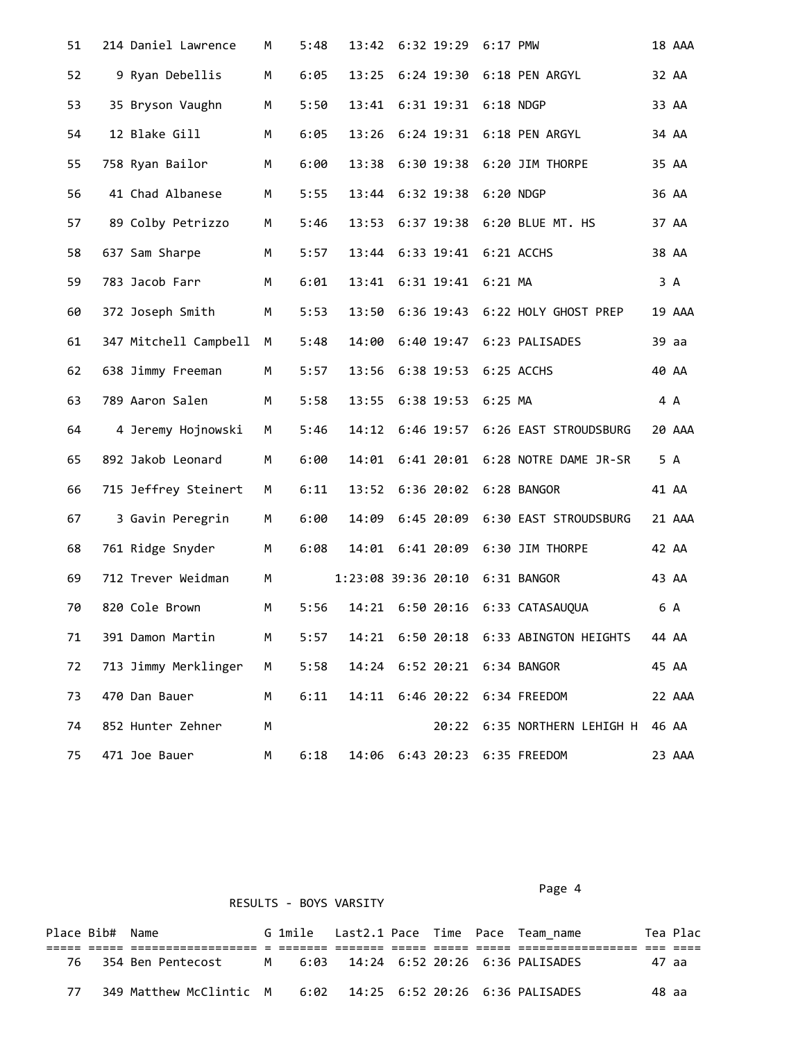| Place | Bib# | Name | G | 1mile | Last2.1 | Pace | Time | Pace | Team_name | Tea | Plac |
|---|---|---|---|---|---|---|---|---|---|---|---|
| 51 | 214 | Daniel Lawrence | M | 5:48 | 13:42 | 6:32 | 19:29 | 6:17 | PMW | 18 | AAA |
| 52 | 9 | Ryan Debellis | M | 6:05 | 13:25 | 6:24 | 19:30 | 6:18 | PEN ARGYL | 32 | AA |
| 53 | 35 | Bryson Vaughn | M | 5:50 | 13:41 | 6:31 | 19:31 | 6:18 | NDGP | 33 | AA |
| 54 | 12 | Blake Gill | M | 6:05 | 13:26 | 6:24 | 19:31 | 6:18 | PEN ARGYL | 34 | AA |
| 55 | 758 | Ryan Bailor | M | 6:00 | 13:38 | 6:30 | 19:38 | 6:20 | JIM THORPE | 35 | AA |
| 56 | 41 | Chad Albanese | M | 5:55 | 13:44 | 6:32 | 19:38 | 6:20 | NDGP | 36 | AA |
| 57 | 89 | Colby Petrizzo | M | 5:46 | 13:53 | 6:37 | 19:38 | 6:20 | BLUE MT. HS | 37 | AA |
| 58 | 637 | Sam Sharpe | M | 5:57 | 13:44 | 6:33 | 19:41 | 6:21 | ACCHS | 38 | AA |
| 59 | 783 | Jacob Farr | M | 6:01 | 13:41 | 6:31 | 19:41 | 6:21 | MA | 3 | A |
| 60 | 372 | Joseph Smith | M | 5:53 | 13:50 | 6:36 | 19:43 | 6:22 | HOLY GHOST PREP | 19 | AAA |
| 61 | 347 | Mitchell Campbell | M | 5:48 | 14:00 | 6:40 | 19:47 | 6:23 | PALISADES | 39 | aa |
| 62 | 638 | Jimmy Freeman | M | 5:57 | 13:56 | 6:38 | 19:53 | 6:25 | ACCHS | 40 | AA |
| 63 | 789 | Aaron Salen | M | 5:58 | 13:55 | 6:38 | 19:53 | 6:25 | MA | 4 | A |
| 64 | 4 | Jeremy Hojnowski | M | 5:46 | 14:12 | 6:46 | 19:57 | 6:26 | EAST STROUDSBURG | 20 | AAA |
| 65 | 892 | Jakob Leonard | M | 6:00 | 14:01 | 6:41 | 20:01 | 6:28 | NOTRE DAME JR-SR | 5 | A |
| 66 | 715 | Jeffrey Steinert | M | 6:11 | 13:52 | 6:36 | 20:02 | 6:28 | BANGOR | 41 | AA |
| 67 | 3 | Gavin Peregrin | M | 6:00 | 14:09 | 6:45 | 20:09 | 6:30 | EAST STROUDSBURG | 21 | AAA |
| 68 | 761 | Ridge Snyder | M | 6:08 | 14:01 | 6:41 | 20:09 | 6:30 | JIM THORPE | 42 | AA |
| 69 | 712 | Trever Weidman | M | | 1:23:08 | 39:36 | 20:10 | 6:31 | BANGOR | 43 | AA |
| 70 | 820 | Cole Brown | M | 5:56 | 14:21 | 6:50 | 20:16 | 6:33 | CATASAUQUA | 6 | A |
| 71 | 391 | Damon Martin | M | 5:57 | 14:21 | 6:50 | 20:18 | 6:33 | ABINGTON HEIGHTS | 44 | AA |
| 72 | 713 | Jimmy Merklinger | M | 5:58 | 14:24 | 6:52 | 20:21 | 6:34 | BANGOR | 45 | AA |
| 73 | 470 | Dan Bauer | M | 6:11 | 14:11 | 6:46 | 20:22 | 6:34 | FREEDOM | 22 | AAA |
| 74 | 852 | Hunter Zehner | M | | | | 20:22 | 6:35 | NORTHERN LEHIGH H | 46 | AA |
| 75 | 471 | Joe Bauer | M | 6:18 | 14:06 | 6:43 | 20:23 | 6:35 | FREEDOM | 23 | AAA |

RESULTS - BOYS VARSITY

| Place | Bib# | Name | G | 1mile | Last2.1 | Pace | Time | Pace | Team_name | Tea | Plac |
|---|---|---|---|---|---|---|---|---|---|---|---|
| 76 | 354 | Ben Pentecost | M | 6:03 | 14:24 | 6:52 | 20:26 | 6:36 | PALISADES | 47 | aa |
| 77 | 349 | Matthew McClintic | M | 6:02 | 14:25 | 6:52 | 20:26 | 6:36 | PALISADES | 48 | aa |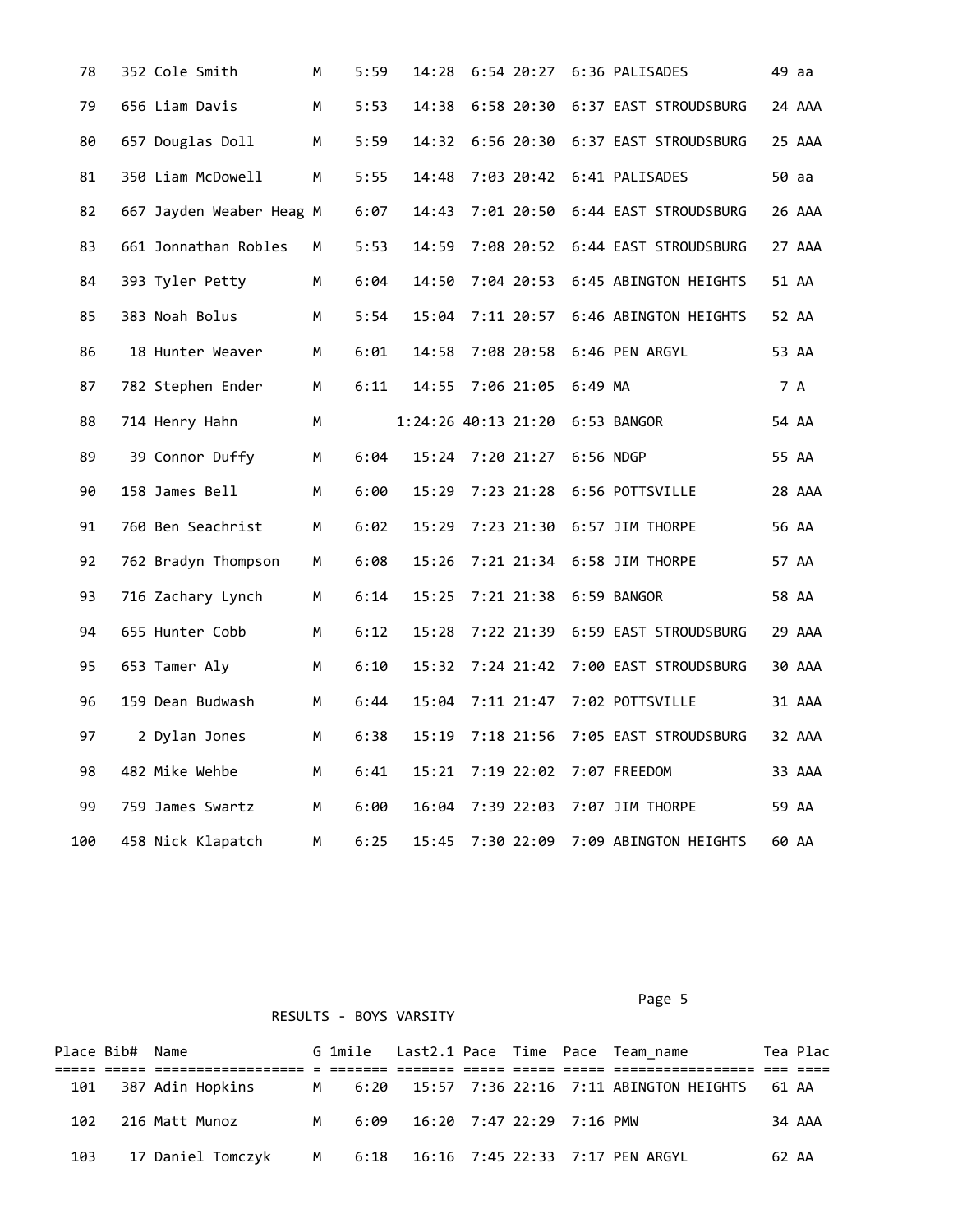| Place | Bib# | Name | G | 1mile | Last2.1 | Pace | Time | Pace | Team_name | Tea | Plac |
|---|---|---|---|---|---|---|---|---|---|---|---|
| 78 | 352 | Cole Smith | M | 5:59 | 14:28 | 6:54 | 20:27 | 6:36 | PALISADES | 49 | aa |
| 79 | 656 | Liam Davis | M | 5:53 | 14:38 | 6:58 | 20:30 | 6:37 | EAST STROUDSBURG | 24 | AAA |
| 80 | 657 | Douglas Doll | M | 5:59 | 14:32 | 6:56 | 20:30 | 6:37 | EAST STROUDSBURG | 25 | AAA |
| 81 | 350 | Liam McDowell | M | 5:55 | 14:48 | 7:03 | 20:42 | 6:41 | PALISADES | 50 | aa |
| 82 | 667 | Jayden Weaber Heag | M | 6:07 | 14:43 | 7:01 | 20:50 | 6:44 | EAST STROUDSBURG | 26 | AAA |
| 83 | 661 | Jonnathan Robles | M | 5:53 | 14:59 | 7:08 | 20:52 | 6:44 | EAST STROUDSBURG | 27 | AAA |
| 84 | 393 | Tyler Petty | M | 6:04 | 14:50 | 7:04 | 20:53 | 6:45 | ABINGTON HEIGHTS | 51 | AA |
| 85 | 383 | Noah Bolus | M | 5:54 | 15:04 | 7:11 | 20:57 | 6:46 | ABINGTON HEIGHTS | 52 | AA |
| 86 | 18 | Hunter Weaver | M | 6:01 | 14:58 | 7:08 | 20:58 | 6:46 | PEN ARGYL | 53 | AA |
| 87 | 782 | Stephen Ender | M | 6:11 | 14:55 | 7:06 | 21:05 | 6:49 | MA | 7 | A |
| 88 | 714 | Henry Hahn | M | | 1:24:26 | 40:13 | 21:20 | 6:53 | BANGOR | 54 | AA |
| 89 | 39 | Connor Duffy | M | 6:04 | 15:24 | 7:20 | 21:27 | 6:56 | NDGP | 55 | AA |
| 90 | 158 | James Bell | M | 6:00 | 15:29 | 7:23 | 21:28 | 6:56 | POTTSVILLE | 28 | AAA |
| 91 | 760 | Ben Seachrist | M | 6:02 | 15:29 | 7:23 | 21:30 | 6:57 | JIM THORPE | 56 | AA |
| 92 | 762 | Bradyn Thompson | M | 6:08 | 15:26 | 7:21 | 21:34 | 6:58 | JIM THORPE | 57 | AA |
| 93 | 716 | Zachary Lynch | M | 6:14 | 15:25 | 7:21 | 21:38 | 6:59 | BANGOR | 58 | AA |
| 94 | 655 | Hunter Cobb | M | 6:12 | 15:28 | 7:22 | 21:39 | 6:59 | EAST STROUDSBURG | 29 | AAA |
| 95 | 653 | Tamer Aly | M | 6:10 | 15:32 | 7:24 | 21:42 | 7:00 | EAST STROUDSBURG | 30 | AAA |
| 96 | 159 | Dean Budwash | M | 6:44 | 15:04 | 7:11 | 21:47 | 7:02 | POTTSVILLE | 31 | AAA |
| 97 | 2 | Dylan Jones | M | 6:38 | 15:19 | 7:18 | 21:56 | 7:05 | EAST STROUDSBURG | 32 | AAA |
| 98 | 482 | Mike Wehbe | M | 6:41 | 15:21 | 7:19 | 22:02 | 7:07 | FREEDOM | 33 | AAA |
| 99 | 759 | James Swartz | M | 6:00 | 16:04 | 7:39 | 22:03 | 7:07 | JIM THORPE | 59 | AA |
| 100 | 458 | Nick Klapatch | M | 6:25 | 15:45 | 7:30 | 22:09 | 7:09 | ABINGTON HEIGHTS | 60 | AA |

RESULTS - BOYS VARSITY

| Place | Bib# | Name | G | 1mile | Last2.1 | Pace | Time | Pace | Team_name | Tea | Plac |
|---|---|---|---|---|---|---|---|---|---|---|---|
| 101 | 387 | Adin Hopkins | M | 6:20 | 15:57 | 7:36 | 22:16 | 7:11 | ABINGTON HEIGHTS | 61 | AA |
| 102 | 216 | Matt Munoz | M | 6:09 | 16:20 | 7:47 | 22:29 | 7:16 | PMW | 34 | AAA |
| 103 | 17 | Daniel Tomczyk | M | 6:18 | 16:16 | 7:45 | 22:33 | 7:17 | PEN ARGYL | 62 | AA |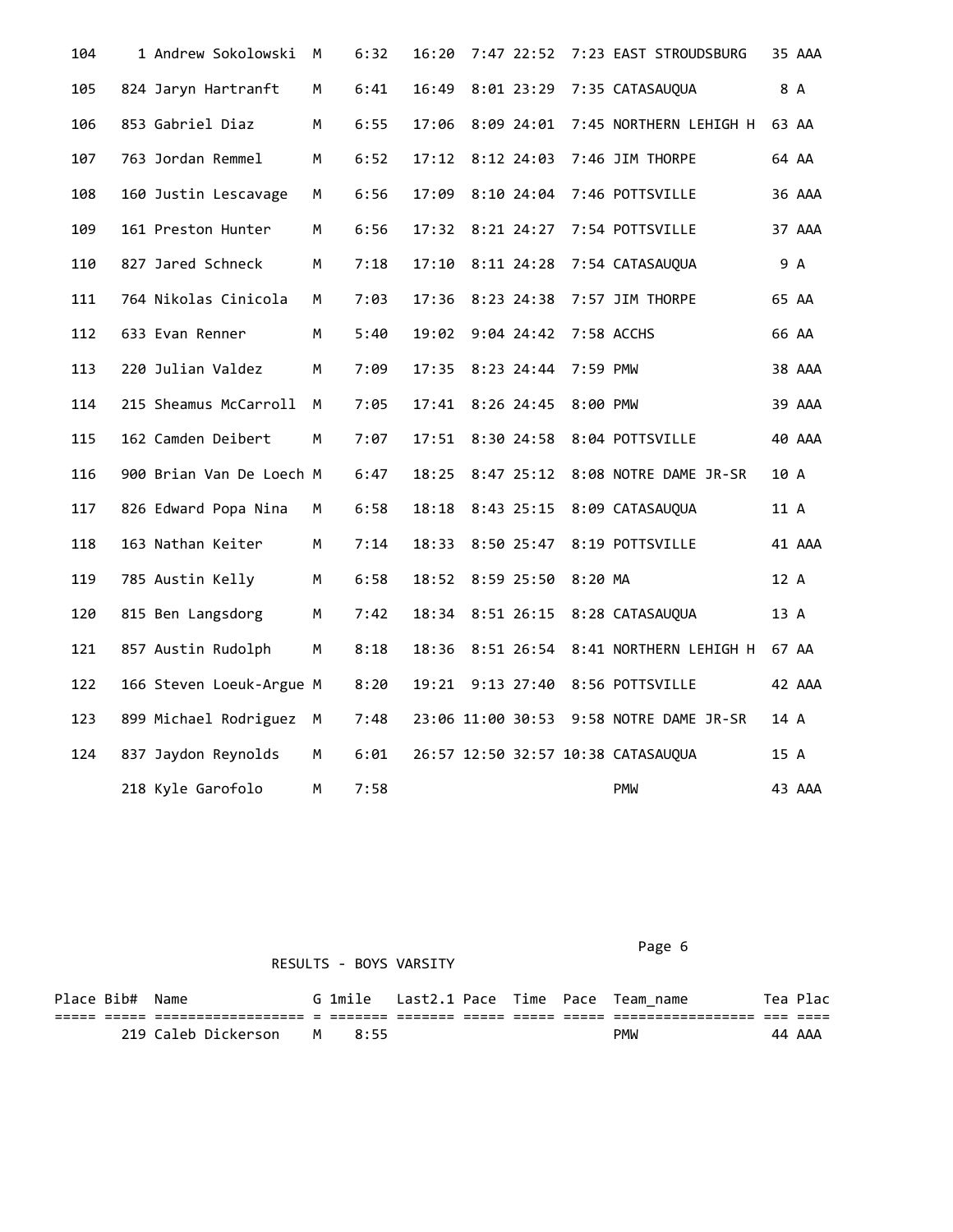| Place | Bib# | Name | G | 1mile | Last2.1 | Pace | Time | Pace | Team_name | Tea | Plac |
|---|---|---|---|---|---|---|---|---|---|---|---|
| 104 | 1 | Andrew Sokolowski | M | 6:32 | 16:20 | 7:47 | 22:52 | 7:23 | EAST STROUDSBURG | 35 | AAA |
| 105 | 824 | Jaryn Hartranft | M | 6:41 | 16:49 | 8:01 | 23:29 | 7:35 | CATASAUQUA | 8 | A |
| 106 | 853 | Gabriel Diaz | M | 6:55 | 17:06 | 8:09 | 24:01 | 7:45 | NORTHERN LEHIGH H | 63 | AA |
| 107 | 763 | Jordan Remmel | M | 6:52 | 17:12 | 8:12 | 24:03 | 7:46 | JIM THORPE | 64 | AA |
| 108 | 160 | Justin Lescavage | M | 6:56 | 17:09 | 8:10 | 24:04 | 7:46 | POTTSVILLE | 36 | AAA |
| 109 | 161 | Preston Hunter | M | 6:56 | 17:32 | 8:21 | 24:27 | 7:54 | POTTSVILLE | 37 | AAA |
| 110 | 827 | Jared Schneck | M | 7:18 | 17:10 | 8:11 | 24:28 | 7:54 | CATASAUQUA | 9 | A |
| 111 | 764 | Nikolas Cinicola | M | 7:03 | 17:36 | 8:23 | 24:38 | 7:57 | JIM THORPE | 65 | AA |
| 112 | 633 | Evan Renner | M | 5:40 | 19:02 | 9:04 | 24:42 | 7:58 | ACCHS | 66 | AA |
| 113 | 220 | Julian Valdez | M | 7:09 | 17:35 | 8:23 | 24:44 | 7:59 | PMW | 38 | AAA |
| 114 | 215 | Sheamus McCarroll | M | 7:05 | 17:41 | 8:26 | 24:45 | 8:00 | PMW | 39 | AAA |
| 115 | 162 | Camden Deibert | M | 7:07 | 17:51 | 8:30 | 24:58 | 8:04 | POTTSVILLE | 40 | AAA |
| 116 | 900 | Brian Van De Loech | M | 6:47 | 18:25 | 8:47 | 25:12 | 8:08 | NOTRE DAME JR-SR | 10 | A |
| 117 | 826 | Edward Popa Nina | M | 6:58 | 18:18 | 8:43 | 25:15 | 8:09 | CATASAUQUA | 11 | A |
| 118 | 163 | Nathan Keiter | M | 7:14 | 18:33 | 8:50 | 25:47 | 8:19 | POTTSVILLE | 41 | AAA |
| 119 | 785 | Austin Kelly | M | 6:58 | 18:52 | 8:59 | 25:50 | 8:20 | MA | 12 | A |
| 120 | 815 | Ben Langsdorg | M | 7:42 | 18:34 | 8:51 | 26:15 | 8:28 | CATASAUQUA | 13 | A |
| 121 | 857 | Austin Rudolph | M | 8:18 | 18:36 | 8:51 | 26:54 | 8:41 | NORTHERN LEHIGH H | 67 | AA |
| 122 | 166 | Steven Loeuk-Argue | M | 8:20 | 19:21 | 9:13 | 27:40 | 8:56 | POTTSVILLE | 42 | AAA |
| 123 | 899 | Michael Rodriguez | M | 7:48 | 23:06 | 11:00 | 30:53 | 9:58 | NOTRE DAME JR-SR | 14 | A |
| 124 | 837 | Jaydon Reynolds | M | 6:01 | 26:57 | 12:50 | 32:57 | 10:38 | CATASAUQUA | 15 | A |
| | 218 | Kyle Garofolo | M | 7:58 | | | | | PMW | 43 | AAA |

RESULTS - BOYS VARSITY

| Place | Bib# | Name | G | 1mile | Last2.1 | Pace | Time | Pace | Team_name | Tea | Plac |
|---|---|---|---|---|---|---|---|---|---|---|---|
| | 219 | Caleb Dickerson | M | 8:55 | | | | | PMW | 44 | AAA |